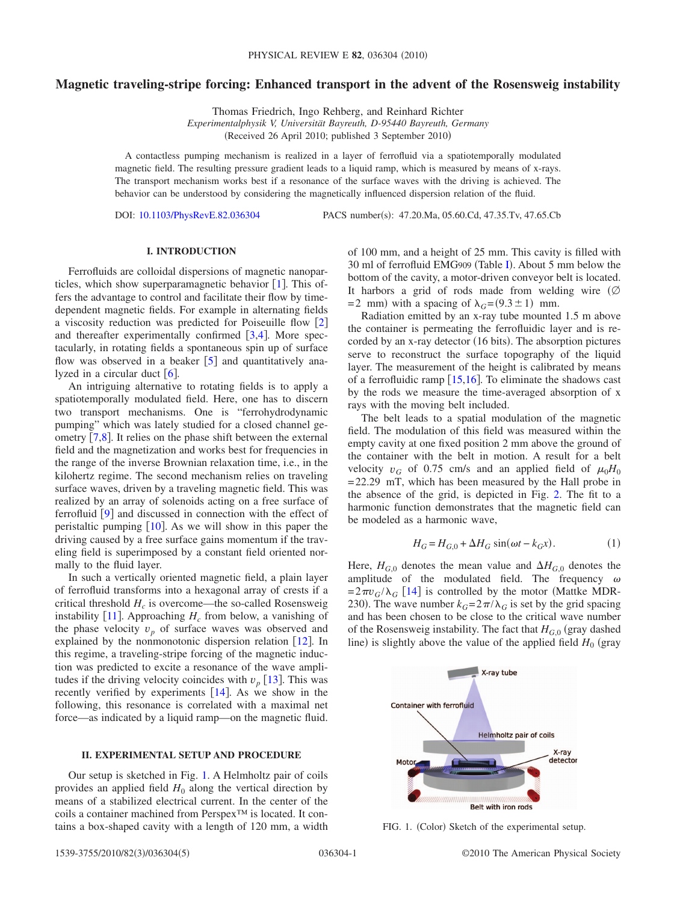# Magnetic traveling-stripe forcing: Enhanced transport in the advent of the Rosensweig instability

Thomas Friedrich, Ingo Rehberg, and Reinhard Richter

*Experimentalphysik V, Universität Bayreuth, D-95440 Bayreuth, Germany*

(Received 26 April 2010; published 3 September 2010)

A contactless pumping mechanism is realized in a layer of ferrofluid via a spatiotemporally modulated magnetic field. The resulting pressure gradient leads to a liquid ramp, which is measured by means of x-rays. The transport mechanism works best if a resonance of the surface waves with the driving is achieved. The behavior can be understood by considering the magnetically influenced dispersion relation of the fluid.

DOI: 10.1103/PhysRevE.82.036304 PACS number(s): 47.20.Ma, 05.60.Cd, 47.35.Tv, 47.65.Cb

## I. INTRODUCTION

Ferrofluids are colloidal dispersions of magnetic nanoparticles, which show superparamagnetic behavior [1]. This offers the advantage to control and facilitate their flow by time-dependent magnetic fields. For example in alternating fields a viscosity reduction was predicted for Poiseuille flow [2] and thereafter experimentally confirmed [3,4]. More spectacularly, in rotating fields a spontaneous spin up of surface flow was observed in a beaker [5] and quantitatively analyzed in a circular duct [6].

An intriguing alternative to rotating fields is to apply a spatiotemporally modulated field. Here, one has to discern two transport mechanisms. One is "ferrohydrodynamic pumping" which was lately studied for a closed channel geometry [7,8]. It relies on the phase shift between the external field and the magnetization and works best for frequencies in the range of the inverse Brownian relaxation time, i.e., in the kilohertz regime. The second mechanism relies on traveling surface waves, driven by a traveling magnetic field. This was realized by an array of solenoids acting on a free surface of ferrofluid [9] and discussed in connection with the effect of peristaltic pumping [10]. As we will show in this paper the driving caused by a free surface gains momentum if the traveling field is superimposed by a constant field oriented normally to the fluid layer.

In such a vertically oriented magnetic field, a plain layer of ferrofluid transforms into a hexagonal array of crests if a critical threshold $H_c$ is overcome—the so-called Rosensweig instability [11]. Approaching $H_c$ from below, a vanishing of the phase velocity $v_p$ of surface waves was observed and explained by the nonmonotonic dispersion relation [12]. In this regime, a traveling-stripe forcing of the magnetic induction was predicted to excite a resonance of the wave amplitudes if the driving velocity coincides with $v_p$ [13]. This was recently verified by experiments [14]. As we show in the following, this resonance is correlated with a maximal net force—as indicated by a liquid ramp—on the magnetic fluid.

## II. EXPERIMENTAL SETUP AND PROCEDURE

Our setup is sketched in Fig. 1. A Helmholtz pair of coils provides an applied field $H_0$ along the vertical direction by means of a stabilized electrical current. In the center of the coils a container machined from Perspex™ is located. It contains a box-shaped cavity with a length of 120 mm, a width of 100 mm, and a height of 25 mm. This cavity is filled with 30 ml of ferrofluid EMG909 (Table I). About 5 mm below the bottom of the cavity, a motor-driven conveyor belt is located. It harbors a grid of rods made from welding wire ($\varnothing$ $=2$ mm) with a spacing of $\lambda_G=(9.3\pm 1)$ mm.

Radiation emitted by an x-ray tube mounted 1.5 m above the container is permeating the ferrofluidic layer and is recorded by an x-ray detector (16 bits). The absorption pictures serve to reconstruct the surface topography of the liquid layer. The measurement of the height is calibrated by means of a ferrofluidic ramp [15,16]. To eliminate the shadows cast by the rods we measure the time-averaged absorption of x rays with the moving belt included.

The belt leads to a spatial modulation of the magnetic field. The modulation of this field was measured within the empty cavity at one fixed position 2 mm above the ground of the container with the belt in motion. A result for a belt velocity $v_G$ of 0.75 cm/s and an applied field of $\mu_0 H_0$ $=22.29$ mT, which has been measured by the Hall probe in the absence of the grid, is depicted in Fig. 2. The fit to a harmonic function demonstrates that the magnetic field can be modeled as a harmonic wave,

$$H_G = H_{G,0} + \Delta H_G \sin(\omega t - k_G x). \tag{1}$$

Here, $H_{G,0}$ denotes the mean value and $\Delta H_{G,0}$ denotes the amplitude of the modulated field. The frequency $\omega$ $=2\pi v_G/\lambda_G$ [14] is controlled by the motor (Mattke MDR-230). The wave number $k_G=2\pi/\lambda_G$ is set by the grid spacing and has been chosen to be close to the critical wave number of the Rosensweig instability. The fact that $H_{G,0}$ (gray dashed line) is slightly above the value of the applied field $H_0$ (gray

FIG. 1. (Color) Sketch of the experimental setup.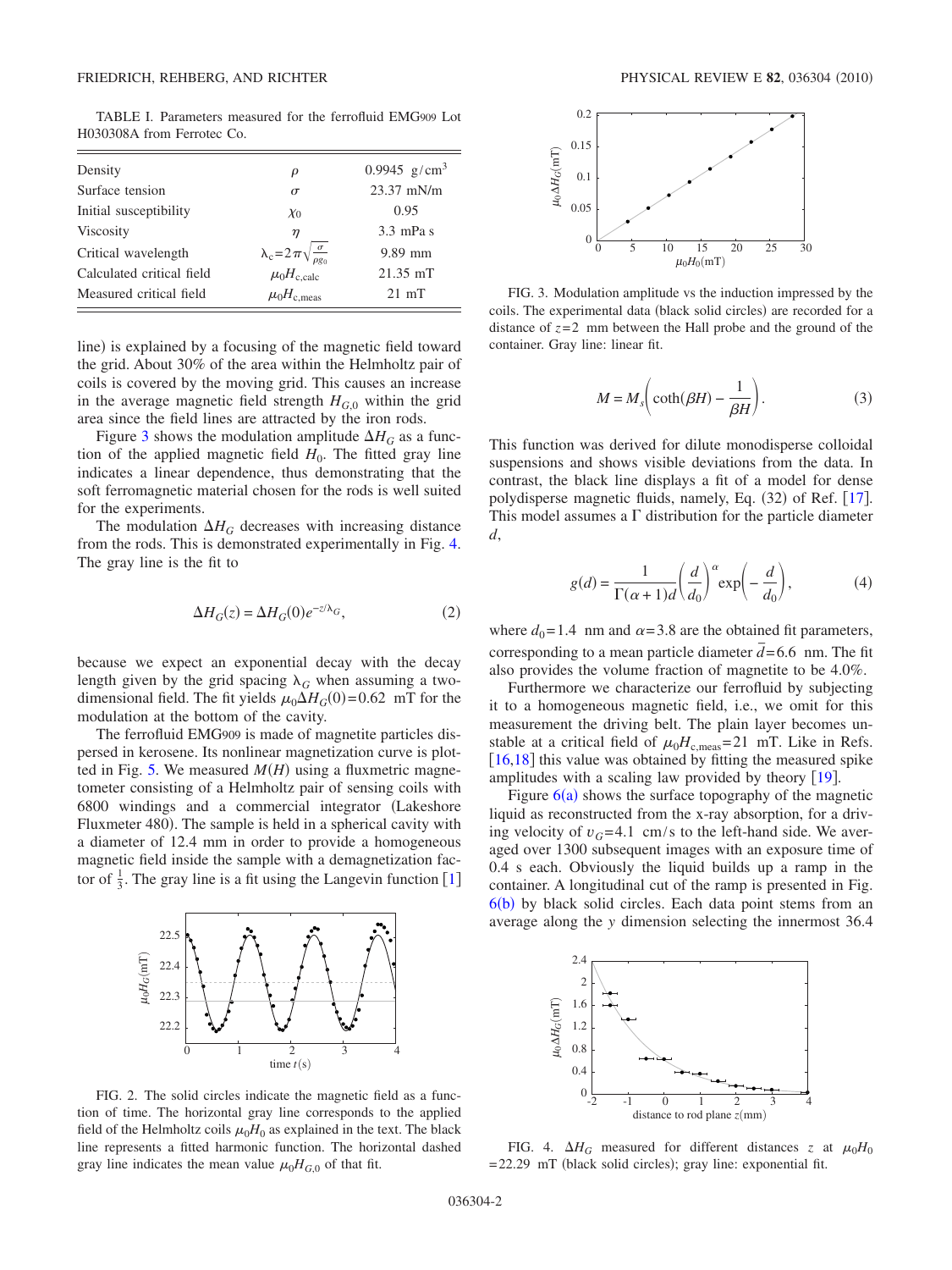TABLE I. Parameters measured for the ferrofluid EMG909 Lot H030308A from Ferrotec Co.

| | | |
|---|---|---|
| Density | $\rho$ | $0.9945\ \mathrm{g/cm^3}$ |
| Surface tension | $\sigma$ | 23.37 mN/m |
| Initial susceptibility | $\chi_0$ | 0.95 |
| Viscosity | $\eta$ | 3.3 mPa s |
| Critical wavelength | $\lambda_c = 2\pi\sqrt{\frac{\sigma}{\rho g_0}}$ | 9.89 mm |
| Calculated critical field | $\mu_0 H_{c,\mathrm{calc}}$ | 21.35 mT |
| Measured critical field | $\mu_0 H_{c,\mathrm{meas}}$ | 21 mT |

line) is explained by a focusing of the magnetic field toward the grid. About 30% of the area within the Helmholtz pair of coils is covered by the moving grid. This causes an increase in the average magnetic field strength $H_{G,0}$ within the grid area since the field lines are attracted by the iron rods.

Figure 3 shows the modulation amplitude $\Delta H_G$ as a function of the applied magnetic field $H_0$. The fitted gray line indicates a linear dependence, thus demonstrating that the soft ferromagnetic material chosen for the rods is well suited for the experiments.

The modulation $\Delta H_G$ decreases with increasing distance from the rods. This is demonstrated experimentally in Fig. 4. The gray line is the fit to

$$\Delta H_G(z) = \Delta H_G(0) e^{-z/\lambda_G}, \tag{2}$$

because we expect an exponential decay with the decay length given by the grid spacing $\lambda_G$ when assuming a two-dimensional field. The fit yields $\mu_0 \Delta H_G(0) = 0.62$ mT for the modulation at the bottom of the cavity.

The ferrofluid EMG909 is made of magnetite particles dispersed in kerosene. Its nonlinear magnetization curve is plotted in Fig. 5. We measured $M(H)$ using a fluxmetric magnetometer consisting of a Helmholtz pair of sensing coils with 6800 windings and a commercial integrator (Lakeshore Fluxmeter 480). The sample is held in a spherical cavity with a diameter of 12.4 mm in order to provide a homogeneous magnetic field inside the sample with a demagnetization factor of $\frac{1}{3}$. The gray line is a fit using the Langevin function [1]

FIG. 2. The solid circles indicate the magnetic field as a function of time. The horizontal gray line corresponds to the applied field of the Helmholtz coils $\mu_0 H_0$ as explained in the text. The black line represents a fitted harmonic function. The horizontal dashed gray line indicates the mean value $\mu_0 H_{G,0}$ of that fit.

FIG. 3. Modulation amplitude vs the induction impressed by the coils. The experimental data (black solid circles) are recorded for a distance of $z=2$ mm between the Hall probe and the ground of the container. Gray line: linear fit.

$$M = M_s\left(\coth(\beta H) - \frac{1}{\beta H}\right). \tag{3}$$

This function was derived for dilute monodisperse colloidal suspensions and shows visible deviations from the data. In contrast, the black line displays a fit of a model for dense polydisperse magnetic fluids, namely, Eq. (32) of Ref. [17]. This model assumes a $\Gamma$ distribution for the particle diameter $d$,

$$g(d) = \frac{1}{\Gamma(\alpha+1)d}\left(\frac{d}{d_0}\right)^{\alpha} \exp\left(-\frac{d}{d_0}\right), \tag{4}$$

where $d_0 = 1.4$ nm and $\alpha = 3.8$ are the obtained fit parameters, corresponding to a mean particle diameter $\bar{d} = 6.6$ nm. The fit also provides the volume fraction of magnetite to be 4.0%.

Furthermore we characterize our ferrofluid by subjecting it to a homogeneous magnetic field, i.e., we omit for this measurement the driving belt. The plain layer becomes unstable at a critical field of $\mu_0 H_{c,\mathrm{meas}} = 21$ mT. Like in Refs. [16,18] this value was obtained by fitting the measured spike amplitudes with a scaling law provided by theory [19].

Figure 6(a) shows the surface topography of the magnetic liquid as reconstructed from the x-ray absorption, for a driving velocity of $v_G = 4.1$ cm/s to the left-hand side. We averaged over 1300 subsequent images with an exposure time of 0.4 s each. Obviously the liquid builds up a ramp in the container. A longitudinal cut of the ramp is presented in Fig. 6(b) by black solid circles. Each data point stems from an average along the $y$ dimension selecting the innermost 36.4

FIG. 4. $\Delta H_G$ measured for different distances $z$ at $\mu_0 H_0 = 22.29$ mT (black solid circles); gray line: exponential fit.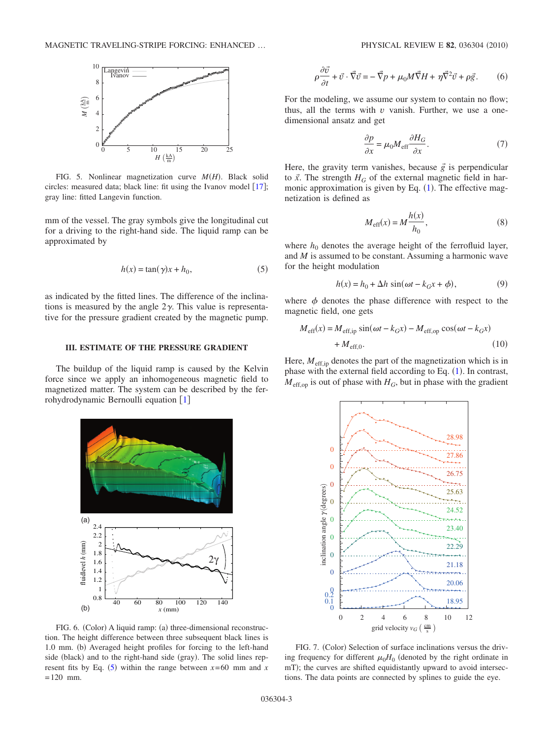FIG. 5. Nonlinear magnetization curve $M(H)$. Black solid circles: measured data; black line: fit using the Ivanov model [17]; gray line: fitted Langevin function.

mm of the vessel. The gray symbols give the longitudinal cut for a driving to the right-hand side. The liquid ramp can be approximated by

$$h(x) = \tan(\gamma)x + h_0, \tag{5}$$

as indicated by the fitted lines. The difference of the inclinations is measured by the angle $2\gamma$. This value is representative for the pressure gradient created by the magnetic pump.

## III. ESTIMATE OF THE PRESSURE GRADIENT

The buildup of the liquid ramp is caused by the Kelvin force since we apply an inhomogeneous magnetic field to magnetized matter. The system can be described by the ferrohydrodynamic Bernoulli equation [1]

FIG. 6. (Color) A liquid ramp: (a) three-dimensional reconstruction. The height difference between three subsequent black lines is 1.0 mm. (b) Averaged height profiles for forcing to the left-hand side (black) and to the right-hand side (gray). The solid lines represent fits by Eq. (5) within the range between $x=60$ mm and $x=120$ mm.

$$\rho\frac{\partial \vec{v}}{\partial t} + \vec{v}\cdot\vec{\nabla}\vec{v} = -\vec{\nabla}p + \mu_0 M\vec{\nabla}H + \eta\vec{\nabla}^2\vec{v} + \rho\vec{g}. \tag{6}$$

For the modeling, we assume our system to contain no flow; thus, all the terms with $v$ vanish. Further, we use a one-dimensional ansatz and get

$$\frac{\partial p}{\partial x} = \mu_0 M_{\text{eff}}\frac{\partial H_G}{\partial x}. \tag{7}$$

Here, the gravity term vanishes, because $\vec{g}$ is perpendicular to $\vec{x}$. The strength $H_G$ of the external magnetic field in harmonic approximation is given by Eq. (1). The effective magnetization is defined as

$$M_{\text{eff}}(x) = M\frac{h(x)}{h_0}, \tag{8}$$

where $h_0$ denotes the average height of the ferrofluid layer, and $M$ is assumed to be constant. Assuming a harmonic wave for the height modulation

$$h(x) = h_0 + \Delta h\,\sin(\omega t - k_G x + \phi), \tag{9}$$

where $\phi$ denotes the phase difference with respect to the magnetic field, one gets

$$M_{\text{eff}}(x) = M_{\text{eff,ip}}\sin(\omega t - k_G x) - M_{\text{eff,op}}\cos(\omega t - k_G x) + M_{\text{eff},0}. \tag{10}$$

Here, $M_{\text{eff,ip}}$ denotes the part of the magnetization which is in phase with the external field according to Eq. (1). In contrast, $M_{\text{eff,op}}$ is out of phase with $H_G$, but in phase with the gradient

FIG. 7. (Color) Selection of surface inclinations versus the driving frequency for different $\mu_0 H_0$ (denoted by the right ordinate in mT); the curves are shifted equidistantly upward to avoid intersections. The data points are connected by splines to guide the eye.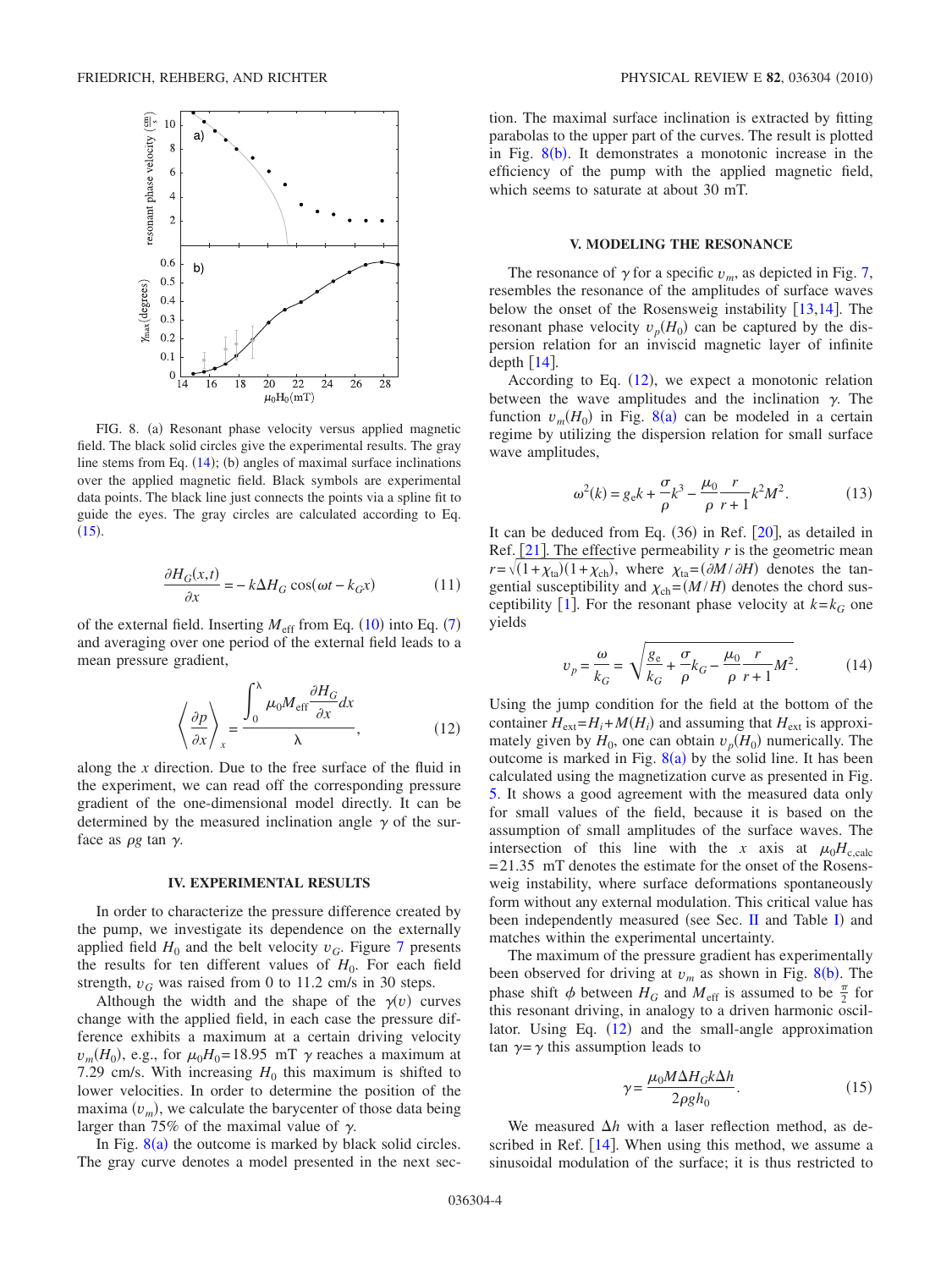FIG. 8. (a) Resonant phase velocity versus applied magnetic field. The black solid circles give the experimental results. The gray line stems from Eq. (14); (b) angles of maximal surface inclinations over the applied magnetic field. Black symbols are experimental data points. The black line just connects the points via a spline fit to guide the eyes. The gray circles are calculated according to Eq. (15).

$$\frac{\partial H_G(x,t)}{\partial x} = -k\Delta H_G \cos(\omega t - k_G x) \tag{11}$$

of the external field. Inserting $M_{\text{eff}}$ from Eq. (10) into Eq. (7) and averaging over one period of the external field leads to a mean pressure gradient,

$$\left\langle \frac{\partial p}{\partial x} \right\rangle_x = \frac{\int_0^\lambda \mu_0 M_{\text{eff}} \frac{\partial H_G}{\partial x} dx}{\lambda}, \tag{12}$$

along the $x$ direction. Due to the free surface of the fluid in the experiment, we can read off the corresponding pressure gradient of the one-dimensional model directly. It can be determined by the measured inclination angle $\gamma$ of the surface as $\rho g \tan \gamma$.

## IV. EXPERIMENTAL RESULTS

In order to characterize the pressure difference created by the pump, we investigate its dependence on the externally applied field $H_0$ and the belt velocity $v_G$. Figure 7 presents the results for ten different values of $H_0$. For each field strength, $v_G$ was raised from 0 to 11.2 cm/s in 30 steps.

Although the width and the shape of the $\gamma(v)$ curves change with the applied field, in each case the pressure difference exhibits a maximum at a certain driving velocity $v_m(H_0)$, e.g., for $\mu_0 H_0 = 18.95$ mT $\gamma$ reaches a maximum at 7.29 cm/s. With increasing $H_0$ this maximum is shifted to lower velocities. In order to determine the position of the maxima $(v_m)$, we calculate the barycenter of those data being larger than 75% of the maximal value of $\gamma$.

In Fig. 8(a) the outcome is marked by black solid circles. The gray curve denotes a model presented in the next section. The maximal surface inclination is extracted by fitting parabolas to the upper part of the curves. The result is plotted in Fig. 8(b). It demonstrates a monotonic increase in the efficiency of the pump with the applied magnetic field, which seems to saturate at about 30 mT.

## V. MODELING THE RESONANCE

The resonance of $\gamma$ for a specific $v_m$, as depicted in Fig. 7, resembles the resonance of the amplitudes of surface waves below the onset of the Rosensweig instability [13,14]. The resonant phase velocity $v_p(H_0)$ can be captured by the dispersion relation for an inviscid magnetic layer of infinite depth [14].

According to Eq. (12), we expect a monotonic relation between the wave amplitudes and the inclination $\gamma$. The function $v_m(H_0)$ in Fig. 8(a) can be modeled in a certain regime by utilizing the dispersion relation for small surface wave amplitudes,

$$\omega^2(k) = g_e k + \frac{\sigma}{\rho} k^3 - \frac{\mu_0}{\rho} \frac{r}{r+1} k^2 M^2. \tag{13}$$

It can be deduced from Eq. (36) in Ref. [20], as detailed in Ref. [21]. The effective permeability $r$ is the geometric mean $r = \sqrt{(1+\chi_{\text{ta}})(1+\chi_{\text{ch}})}$, where $\chi_{\text{ta}} = (\partial M / \partial H)$ denotes the tangential susceptibility and $\chi_{\text{ch}} = (M/H)$ denotes the chord susceptibility [1]. For the resonant phase velocity at $k = k_G$ one yields

$$v_p = \frac{\omega}{k_G} = \sqrt{\frac{g_e}{k_G} + \frac{\sigma}{\rho} k_G - \frac{\mu_0}{\rho} \frac{r}{r+1} M^2}. \tag{14}$$

Using the jump condition for the field at the bottom of the container $H_{\text{ext}} = H_i + M(H_i)$ and assuming that $H_{\text{ext}}$ is approximately given by $H_0$, one can obtain $v_p(H_0)$ numerically. The outcome is marked in Fig. 8(a) by the solid line. It has been calculated using the magnetization curve as presented in Fig. 5. It shows a good agreement with the measured data only for small values of the field, because it is based on the assumption of small amplitudes of the surface waves. The intersection of this line with the $x$ axis at $\mu_0 H_{c,\text{calc}} = 21.35$ mT denotes the estimate for the onset of the Rosensweig instability, where surface deformations spontaneously form without any external modulation. This critical value has been independently measured (see Sec. II and Table I) and matches within the experimental uncertainty.

The maximum of the pressure gradient has experimentally been observed for driving at $v_m$ as shown in Fig. 8(b). The phase shift $\phi$ between $H_G$ and $M_{\text{eff}}$ is assumed to be $\frac{\pi}{2}$ for this resonant driving, in analogy to a driven harmonic oscillator. Using Eq. (12) and the small-angle approximation $\tan \gamma = \gamma$ this assumption leads to

$$\gamma = \frac{\mu_0 M \Delta H_G k \Delta h}{2 \rho g h_0}. \tag{15}$$

We measured $\Delta h$ with a laser reflection method, as described in Ref. [14]. When using this method, we assume a sinusoidal modulation of the surface; it is thus restricted to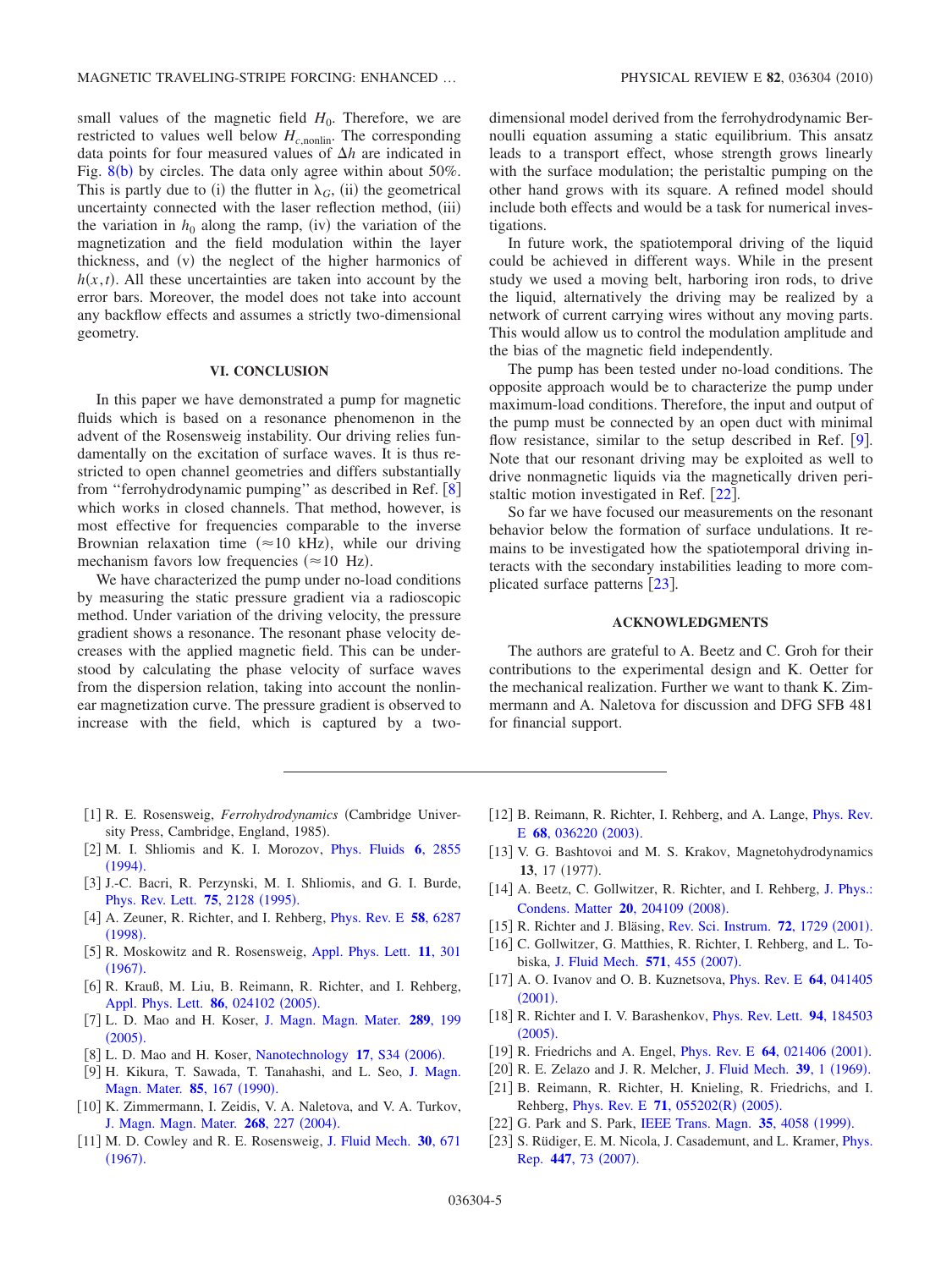small values of the magnetic field $H_0$. Therefore, we are restricted to values well below $H_{c,\text{nonlin}}$. The corresponding data points for four measured values of $\Delta h$ are indicated in Fig. 8(b) by circles. The data only agree within about 50%. This is partly due to (i) the flutter in $\lambda_G$, (ii) the geometrical uncertainty connected with the laser reflection method, (iii) the variation in $h_0$ along the ramp, (iv) the variation of the magnetization and the field modulation within the layer thickness, and (v) the neglect of the higher harmonics of $h(x,t)$. All these uncertainties are taken into account by the error bars. Moreover, the model does not take into account any backflow effects and assumes a strictly two-dimensional geometry.

## VI. CONCLUSION

In this paper we have demonstrated a pump for magnetic fluids which is based on a resonance phenomenon in the advent of the Rosensweig instability. Our driving relies fundamentally on the excitation of surface waves. It is thus restricted to open channel geometries and differs substantially from "ferrohydrodynamic pumping" as described in Ref. [8] which works in closed channels. That method, however, is most effective for frequencies comparable to the inverse Brownian relaxation time ($\approx$10 kHz), while our driving mechanism favors low frequencies ($\approx$10 Hz).

We have characterized the pump under no-load conditions by measuring the static pressure gradient via a radioscopic method. Under variation of the driving velocity, the pressure gradient shows a resonance. The resonant phase velocity decreases with the applied magnetic field. This can be understood by calculating the phase velocity of surface waves from the dispersion relation, taking into account the nonlinear magnetization curve. The pressure gradient is observed to increase with the field, which is captured by a two-dimensional model derived from the ferrohydrodynamic Bernoulli equation assuming a static equilibrium. This ansatz leads to a transport effect, whose strength grows linearly with the surface modulation; the peristaltic pumping on the other hand grows with its square. A refined model should include both effects and would be a task for numerical investigations.

In future work, the spatiotemporal driving of the liquid could be achieved in different ways. While in the present study we used a moving belt, harboring iron rods, to drive the liquid, alternatively the driving may be realized by a network of current carrying wires without any moving parts. This would allow us to control the modulation amplitude and the bias of the magnetic field independently.

The pump has been tested under no-load conditions. The opposite approach would be to characterize the pump under maximum-load conditions. Therefore, the input and output of the pump must be connected by an open duct with minimal flow resistance, similar to the setup described in Ref. [9]. Note that our resonant driving may be exploited as well to drive nonmagnetic liquids via the magnetically driven peristaltic motion investigated in Ref. [22].

So far we have focused our measurements on the resonant behavior below the formation of surface undulations. It remains to be investigated how the spatiotemporal driving interacts with the secondary instabilities leading to more complicated surface patterns [23].

## ACKNOWLEDGMENTS

The authors are grateful to A. Beetz and C. Groh for their contributions to the experimental design and K. Oetter for the mechanical realization. Further we want to thank K. Zimmermann and A. Naletova for discussion and DFG SFB 481 for financial support.

---

[1] R. E. Rosensweig, *Ferrohydrodynamics* (Cambridge University Press, Cambridge, England, 1985).

[2] M. I. Shliomis and K. I. Morozov, Phys. Fluids **6**, 2855 (1994).

[3] J.-C. Bacri, R. Perzynski, M. I. Shliomis, and G. I. Burde, Phys. Rev. Lett. **75**, 2128 (1995).

[4] A. Zeuner, R. Richter, and I. Rehberg, Phys. Rev. E **58**, 6287 (1998).

[5] R. Moskowitz and R. Rosensweig, Appl. Phys. Lett. **11**, 301 (1967).

[6] R. Krauß, M. Liu, B. Reimann, R. Richter, and I. Rehberg, Appl. Phys. Lett. **86**, 024102 (2005).

[7] L. D. Mao and H. Koser, J. Magn. Magn. Mater. **289**, 199 (2005).

[8] L. D. Mao and H. Koser, Nanotechnology **17**, S34 (2006).

[9] H. Kikura, T. Sawada, T. Tanahashi, and L. Seo, J. Magn. Magn. Mater. **85**, 167 (1990).

[10] K. Zimmermann, I. Zeidis, V. A. Naletova, and V. A. Turkov, J. Magn. Magn. Mater. **268**, 227 (2004).

[11] M. D. Cowley and R. E. Rosensweig, J. Fluid Mech. **30**, 671 (1967).

[12] B. Reimann, R. Richter, I. Rehberg, and A. Lange, Phys. Rev. E **68**, 036220 (2003).

[13] V. G. Bashtovoi and M. S. Krakov, Magnetohydrodynamics **13**, 17 (1977).

[14] A. Beetz, C. Gollwitzer, R. Richter, and I. Rehberg, J. Phys.: Condens. Matter **20**, 204109 (2008).

[15] R. Richter and J. Bläsing, Rev. Sci. Instrum. **72**, 1729 (2001).

[16] C. Gollwitzer, G. Matthies, R. Richter, I. Rehberg, and L. Tobiska, J. Fluid Mech. **571**, 455 (2007).

[17] A. O. Ivanov and O. B. Kuznetsova, Phys. Rev. E **64**, 041405 (2001).

[18] R. Richter and I. V. Barashenkov, Phys. Rev. Lett. **94**, 184503 (2005).

[19] R. Friedrichs and A. Engel, Phys. Rev. E **64**, 021406 (2001).

[20] R. E. Zelazo and J. R. Melcher, J. Fluid Mech. **39**, 1 (1969).

[21] B. Reimann, R. Richter, H. Knieling, R. Friedrichs, and I. Rehberg, Phys. Rev. E **71**, 055202(R) (2005).

[22] G. Park and S. Park, IEEE Trans. Magn. **35**, 4058 (1999).

[23] S. Rüdiger, E. M. Nicola, J. Casademunt, and L. Kramer, Phys. Rep. **447**, 73 (2007).